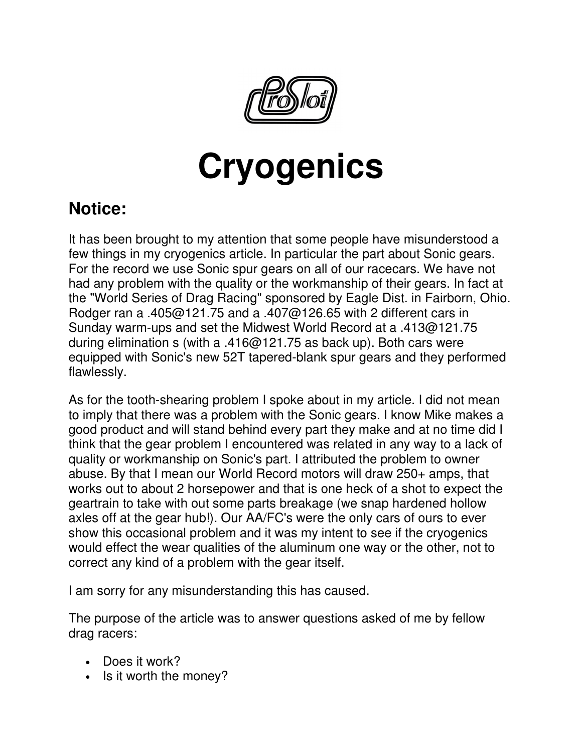# Cryogenics

## Notice:

It has been brought to my attention that some people have misunderstood a few things in my cryogenics article. In particular the part about Sonic gears. For the record we use Sonic spur gears on all of our racecars. We have not had any problem with the quality or the workmanship of their gears. In fact at the "World Series of Drag Racing" sponsored by Eagle Dist. in Fairborn, Ohio. Rodger ran a .405@121.75 and a .407@126.65 with 2 different cars in Sunday warm-ups and set the Midwest World Record at a .413@121.75 during elimination s (with a .416@121.75 as back up). Both cars were equipped with Sonic's new 52T tapered-blank spur gears and they performed flawlessly.

As for the tooth-shearing problem I spoke about in my article. I did not mean to imply that there was a problem with the Sonic gears. I know Mike makes a good product and will stand behind every part they make and at no time did I think that the gear problem I encountered was related in any way to a lack of quality or workmanship on Sonic's part. I attributed the problem to owner abuse. By that I mean our World Record motors will draw 250+ amps, that works out to about 2 horsepower and that is one heck of a shot to expect the geartrain to take with out some parts breakage (we snap hardened hollow axles off at the gear hub!). Our AA/FC's were the only cars of ours to ever show this occasional problem and it was my intent to see if the cryogenics would effect the wear qualities of the aluminum one way or the other, not to correct any kind of a problem with the gear itself.

I am sorry for any misunderstanding this has caused.

The purpose of the article was to answer questions asked of me by fellow drag racers:

- Does it work?
- Is it worth the money?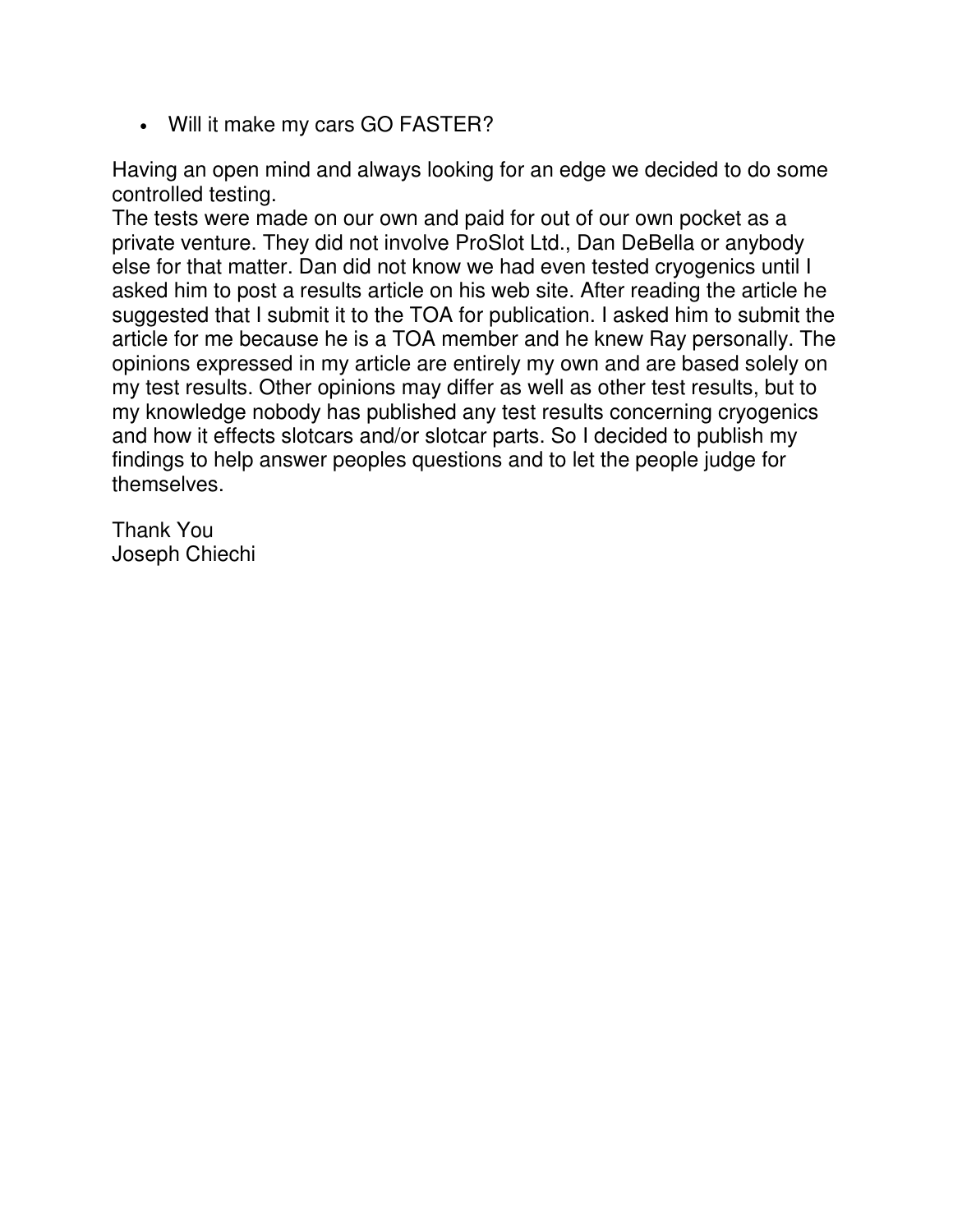- Will it make my cars GO FASTER?

Having an open mind and always looking for an edge we decided to do some controlled testing.
The tests were made on our own and paid for out of our own pocket as a private venture. They did not involve ProSlot Ltd., Dan DeBella or anybody else for that matter. Dan did not know we had even tested cryogenics until I asked him to post a results article on his web site. After reading the article he suggested that I submit it to the TOA for publication. I asked him to submit the article for me because he is a TOA member and he knew Ray personally. The opinions expressed in my article are entirely my own and are based solely on my test results. Other opinions may differ as well as other test results, but to my knowledge nobody has published any test results concerning cryogenics and how it effects slotcars and/or slotcar parts. So I decided to publish my findings to help answer peoples questions and to let the people judge for themselves.

Thank You
Joseph Chiechi